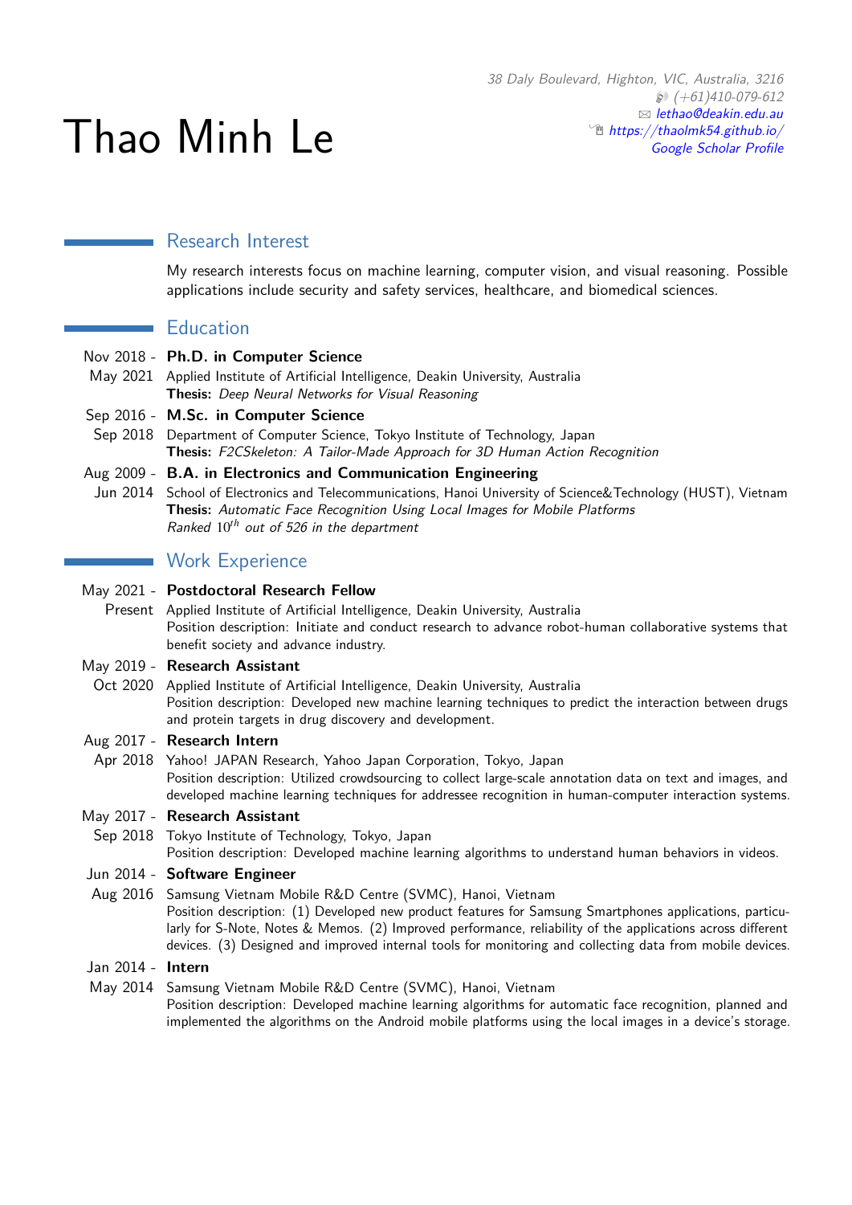# Thao Minh Le

*38 Daly Boulevard, Highton, VIC, Australia, 3216*
*(+61)410-079-612*
*lethao@deakin.edu.au*
*https://thaolmk54.github.io/*
*Google Scholar Profile*

## Research Interest

My research interests focus on machine learning, computer vision, and visual reasoning. Possible applications include security and safety services, healthcare, and biomedical sciences.

## Education

**Nov 2018 - May 2021** — **Ph.D. in Computer Science**
Applied Institute of Artificial Intelligence, Deakin University, Australia
**Thesis:** *Deep Neural Networks for Visual Reasoning*

**Sep 2016 - Sep 2018** — **M.Sc. in Computer Science**
Department of Computer Science, Tokyo Institute of Technology, Japan
**Thesis:** *F2CSkeleton: A Tailor-Made Approach for 3D Human Action Recognition*

**Aug 2009 - Jun 2014** — **B.A. in Electronics and Communication Engineering**
School of Electronics and Telecommunications, Hanoi University of Science&Technology (HUST), Vietnam
**Thesis:** *Automatic Face Recognition Using Local Images for Mobile Platforms*
*Ranked $10^{th}$ out of 526 in the department*

## Work Experience

**May 2021 - Present** — **Postdoctoral Research Fellow**
Applied Institute of Artificial Intelligence, Deakin University, Australia
Position description: Initiate and conduct research to advance robot-human collaborative systems that benefit society and advance industry.

**May 2019 - Oct 2020** — **Research Assistant**
Applied Institute of Artificial Intelligence, Deakin University, Australia
Position description: Developed new machine learning techniques to predict the interaction between drugs and protein targets in drug discovery and development.

**Aug 2017 - Apr 2018** — **Research Intern**
Yahoo! JAPAN Research, Yahoo Japan Corporation, Tokyo, Japan
Position description: Utilized crowdsourcing to collect large-scale annotation data on text and images, and developed machine learning techniques for addressee recognition in human-computer interaction systems.

**May 2017 - Sep 2018** — **Research Assistant**
Tokyo Institute of Technology, Tokyo, Japan
Position description: Developed machine learning algorithms to understand human behaviors in videos.

**Jun 2014 - Aug 2016** — **Software Engineer**
Samsung Vietnam Mobile R&D Centre (SVMC), Hanoi, Vietnam
Position description: (1) Developed new product features for Samsung Smartphones applications, particularly for S-Note, Notes & Memos. (2) Improved performance, reliability of the applications across different devices. (3) Designed and improved internal tools for monitoring and collecting data from mobile devices.

**Jan 2014 - May 2014** — **Intern**
Samsung Vietnam Mobile R&D Centre (SVMC), Hanoi, Vietnam
Position description: Developed machine learning algorithms for automatic face recognition, planned and implemented the algorithms on the Android mobile platforms using the local images in a device's storage.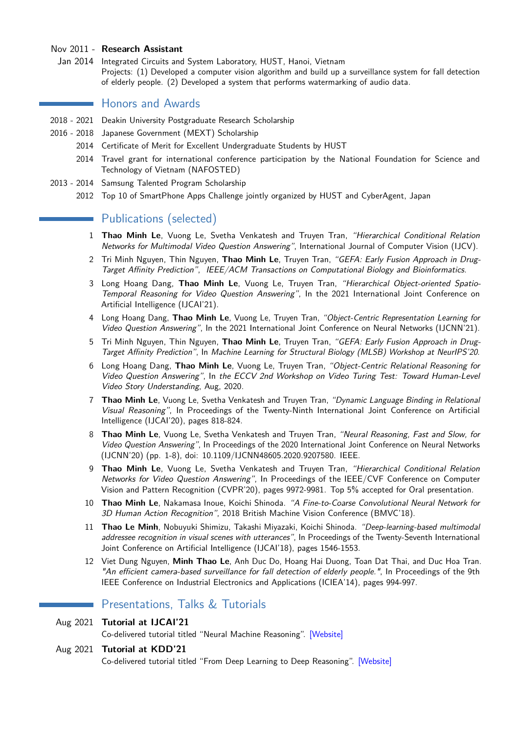Nov 2011 - Jan 2014 **Research Assistant**
Integrated Circuits and System Laboratory, HUST, Hanoi, Vietnam
Projects: (1) Developed a computer vision algorithm and build up a surveillance system for fall detection of elderly people. (2) Developed a system that performs watermarking of audio data.

## Honors and Awards

- 2018 - 2021 Deakin University Postgraduate Research Scholarship
- 2016 - 2018 Japanese Government (MEXT) Scholarship
- 2014 Certificate of Merit for Excellent Undergraduate Students by HUST
- 2014 Travel grant for international conference participation by the National Foundation for Science and Technology of Vietnam (NAFOSTED)
- 2013 - 2014 Samsung Talented Program Scholarship
- 2012 Top 10 of SmartPhone Apps Challenge jointly organized by HUST and CyberAgent, Japan

## Publications (selected)

1. **Thao Minh Le**, Vuong Le, Svetha Venkatesh and Truyen Tran, *"Hierarchical Conditional Relation Networks for Multimodal Video Question Answering"*, International Journal of Computer Vision (IJCV).
2. Tri Minh Nguyen, Thin Nguyen, **Thao Minh Le**, Truyen Tran, *"GEFA: Early Fusion Approach in Drug-Target Affinity Prediction"*, *IEEE/ACM Transactions on Computational Biology and Bioinformatics.*
3. Long Hoang Dang, **Thao Minh Le**, Vuong Le, Truyen Tran, *"Hierarchical Object-oriented Spatio-Temporal Reasoning for Video Question Answering"*, In the 2021 International Joint Conference on Artificial Intelligence (IJCAI'21).
4. Long Hoang Dang, **Thao Minh Le**, Vuong Le, Truyen Tran, *"Object-Centric Representation Learning for Video Question Answering"*, In the 2021 International Joint Conference on Neural Networks (IJCNN'21).
5. Tri Minh Nguyen, Thin Nguyen, **Thao Minh Le**, Truyen Tran, *"GEFA: Early Fusion Approach in Drug-Target Affinity Prediction"*, In *Machine Learning for Structural Biology (MLSB) Workshop at NeurIPS'20.*
6. Long Hoang Dang, **Thao Minh Le**, Vuong Le, Truyen Tran, *"Object-Centric Relational Reasoning for Video Question Answering"*, In *the ECCV 2nd Workshop on Video Turing Test: Toward Human-Level Video Story Understanding*, Aug, 2020.
7. **Thao Minh Le**, Vuong Le, Svetha Venkatesh and Truyen Tran, *"Dynamic Language Binding in Relational Visual Reasoning"*, In Proceedings of the Twenty-Ninth International Joint Conference on Artificial Intelligence (IJCAI'20), pages 818-824.
8. **Thao Minh Le**, Vuong Le, Svetha Venkatesh and Truyen Tran, *"Neural Reasoning, Fast and Slow, for Video Question Answering"*, In Proceedings of the 2020 International Joint Conference on Neural Networks (IJCNN'20) (pp. 1-8), doi: 10.1109/IJCNN48605.2020.9207580. IEEE.
9. **Thao Minh Le**, Vuong Le, Svetha Venkatesh and Truyen Tran, *"Hierarchical Conditional Relation Networks for Video Question Answering"*, In Proceedings of the IEEE/CVF Conference on Computer Vision and Pattern Recognition (CVPR'20), pages 9972-9981. Top 5% accepted for Oral presentation.
10. **Thao Minh Le**, Nakamasa Inoue, Koichi Shinoda. *"A Fine-to-Coarse Convolutional Neural Network for 3D Human Action Recognition"*, 2018 British Machine Vision Conference (BMVC'18).
11. **Thao Le Minh**, Nobuyuki Shimizu, Takashi Miyazaki, Koichi Shinoda. *"Deep-learning-based multimodal addressee recognition in visual scenes with utterances"*, In Proceedings of the Twenty-Seventh International Joint Conference on Artificial Intelligence (IJCAI'18), pages 1546-1553.
12. Viet Dung Nguyen, **Minh Thao Le**, Anh Duc Do, Hoang Hai Duong, Toan Dat Thai, and Duc Hoa Tran. *"An efficient camera-based surveillance for fall detection of elderly people."*, In Proceedings of the 9th IEEE Conference on Industrial Electronics and Applications (ICIEA'14), pages 994-997.

## Presentations, Talks & Tutorials

Aug 2021 **Tutorial at IJCAI'21**
Co-delivered tutorial titled "Neural Machine Reasoning". [Website]

Aug 2021 **Tutorial at KDD'21**
Co-delivered tutorial titled "From Deep Learning to Deep Reasoning". [Website]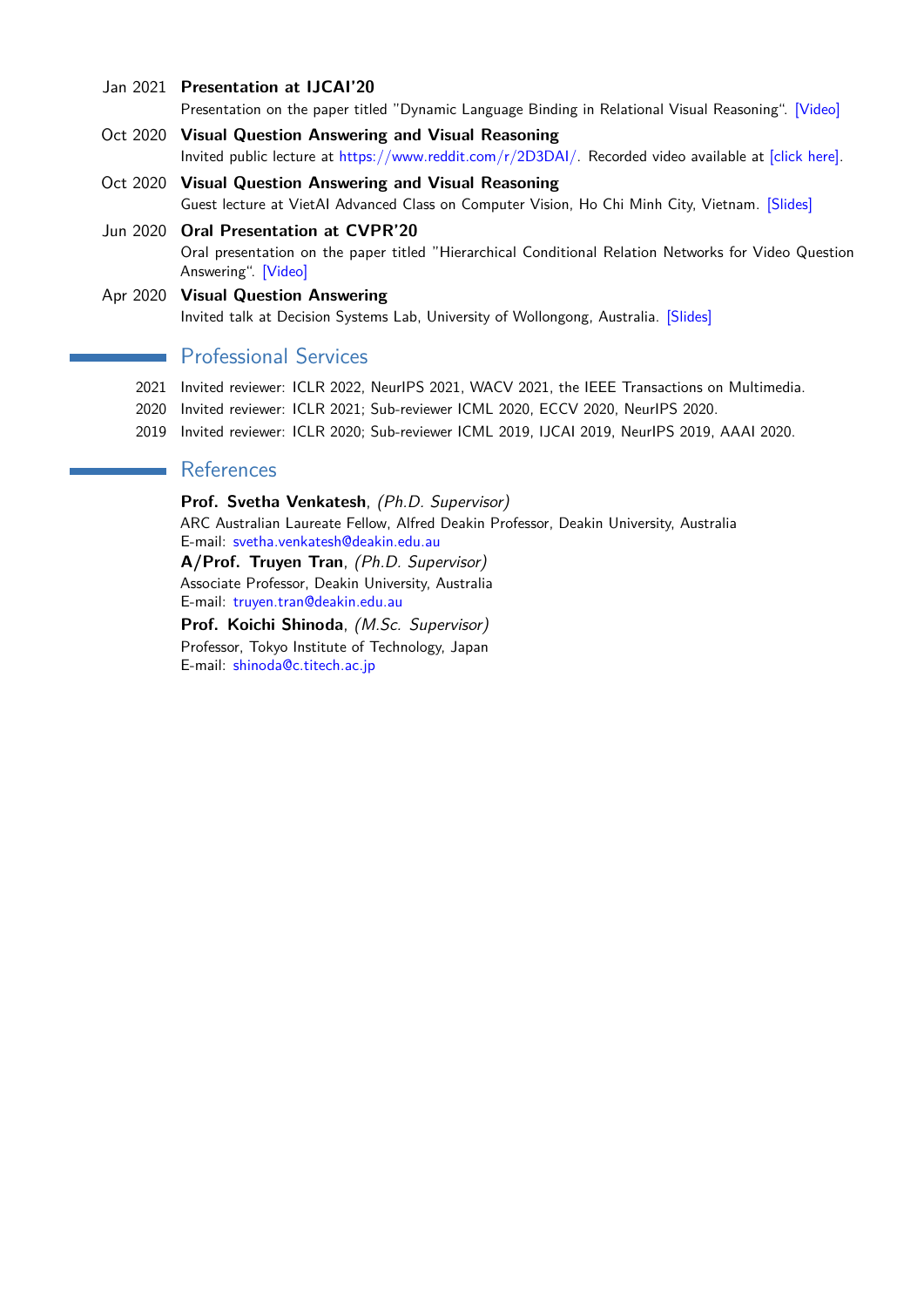Jan 2021 **Presentation at IJCAI'20**
Presentation on the paper titled "Dynamic Language Binding in Relational Visual Reasoning". [Video]

Oct 2020 **Visual Question Answering and Visual Reasoning**
Invited public lecture at https://www.reddit.com/r/2D3DAI/. Recorded video available at [click here].

Oct 2020 **Visual Question Answering and Visual Reasoning**
Guest lecture at VietAI Advanced Class on Computer Vision, Ho Chi Minh City, Vietnam. [Slides]

Jun 2020 **Oral Presentation at CVPR'20**
Oral presentation on the paper titled "Hierarchical Conditional Relation Networks for Video Question Answering". [Video]

Apr 2020 **Visual Question Answering**
Invited talk at Decision Systems Lab, University of Wollongong, Australia. [Slides]

## Professional Services

2021 Invited reviewer: ICLR 2022, NeurIPS 2021, WACV 2021, the IEEE Transactions on Multimedia.

2020 Invited reviewer: ICLR 2021; Sub-reviewer ICML 2020, ECCV 2020, NeurIPS 2020.

2019 Invited reviewer: ICLR 2020; Sub-reviewer ICML 2019, IJCAI 2019, NeurIPS 2019, AAAI 2020.

## References

**Prof. Svetha Venkatesh**, *(Ph.D. Supervisor)*
ARC Australian Laureate Fellow, Alfred Deakin Professor, Deakin University, Australia
E-mail: svetha.venkatesh@deakin.edu.au

**A/Prof. Truyen Tran**, *(Ph.D. Supervisor)*
Associate Professor, Deakin University, Australia
E-mail: truyen.tran@deakin.edu.au

**Prof. Koichi Shinoda**, *(M.Sc. Supervisor)*
Professor, Tokyo Institute of Technology, Japan
E-mail: shinoda@c.titech.ac.jp